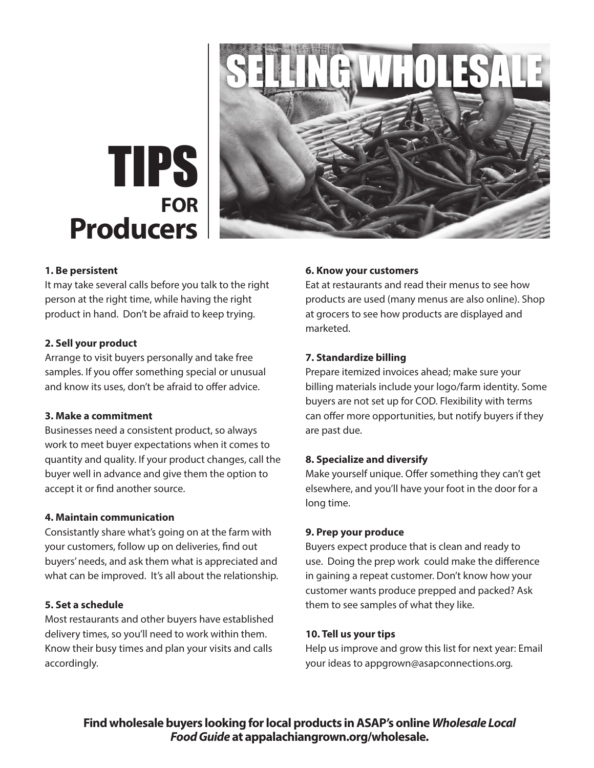# SELLING WHOLESALE

# TIPS FOR Producers

**1. Be persistent**
It may take several calls before you talk to the right person at the right time, while having the right product in hand. Don't be afraid to keep trying.

**2. Sell your product**
Arrange to visit buyers personally and take free samples. If you offer something special or unusual and know its uses, don't be afraid to offer advice.

**3. Make a commitment**
Businesses need a consistent product, so always work to meet buyer expectations when it comes to quantity and quality. If your product changes, call the buyer well in advance and give them the option to accept it or find another source.

**4. Maintain communication**
Consistantly share what's going on at the farm with your customers, follow up on deliveries, find out buyers' needs, and ask them what is appreciated and what can be improved. It's all about the relationship.

**5. Set a schedule**
Most restaurants and other buyers have established delivery times, so you'll need to work within them. Know their busy times and plan your visits and calls accordingly.

**6. Know your customers**
Eat at restaurants and read their menus to see how products are used (many menus are also online). Shop at grocers to see how products are displayed and marketed.

**7. Standardize billing**
Prepare itemized invoices ahead; make sure your billing materials include your logo/farm identity. Some buyers are not set up for COD. Flexibility with terms can offer more opportunities, but notify buyers if they are past due.

**8. Specialize and diversify**
Make yourself unique. Offer something they can't get elsewhere, and you'll have your foot in the door for a long time.

**9. Prep your produce**
Buyers expect produce that is clean and ready to use. Doing the prep work could make the difference in gaining a repeat customer. Don't know how your customer wants produce prepped and packed? Ask them to see samples of what they like.

**10. Tell us your tips**
Help us improve and grow this list for next year: Email your ideas to appgrown@asapconnections.org.

**Find wholesale buyers looking for local products in ASAP's online *Wholesale Local Food Guide* at appalachiangrown.org/wholesale.**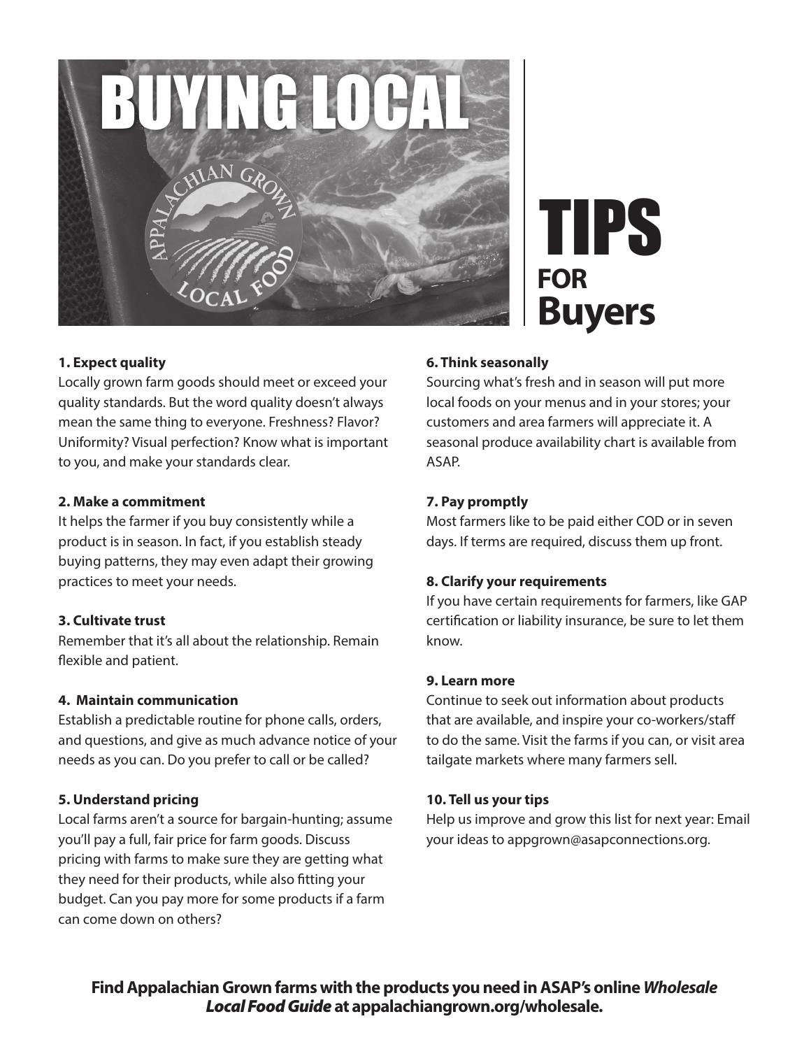# BUYING LOCAL

# TIPS FOR Buyers

**1. Expect quality**
Locally grown farm goods should meet or exceed your quality standards. But the word quality doesn't always mean the same thing to everyone. Freshness? Flavor? Uniformity? Visual perfection? Know what is important to you, and make your standards clear.

**2. Make a commitment**
It helps the farmer if you buy consistently while a product is in season. In fact, if you establish steady buying patterns, they may even adapt their growing practices to meet your needs.

**3. Cultivate trust**
Remember that it's all about the relationship. Remain flexible and patient.

**4. Maintain communication**
Establish a predictable routine for phone calls, orders, and questions, and give as much advance notice of your needs as you can. Do you prefer to call or be called?

**5. Understand pricing**
Local farms aren't a source for bargain-hunting; assume you'll pay a full, fair price for farm goods. Discuss pricing with farms to make sure they are getting what they need for their products, while also fitting your budget. Can you pay more for some products if a farm can come down on others?

**6. Think seasonally**
Sourcing what's fresh and in season will put more local foods on your menus and in your stores; your customers and area farmers will appreciate it. A seasonal produce availability chart is available from ASAP.

**7. Pay promptly**
Most farmers like to be paid either COD or in seven days. If terms are required, discuss them up front.

**8. Clarify your requirements**
If you have certain requirements for farmers, like GAP certification or liability insurance, be sure to let them know.

**9. Learn more**
Continue to seek out information about products that are available, and inspire your co-workers/staff to do the same. Visit the farms if you can, or visit area tailgate markets where many farmers sell.

**10. Tell us your tips**
Help us improve and grow this list for next year: Email your ideas to appgrown@asapconnections.org.

**Find Appalachian Grown farms with the products you need in ASAP's online *Wholesale Local Food Guide* at appalachiangrown.org/wholesale.**